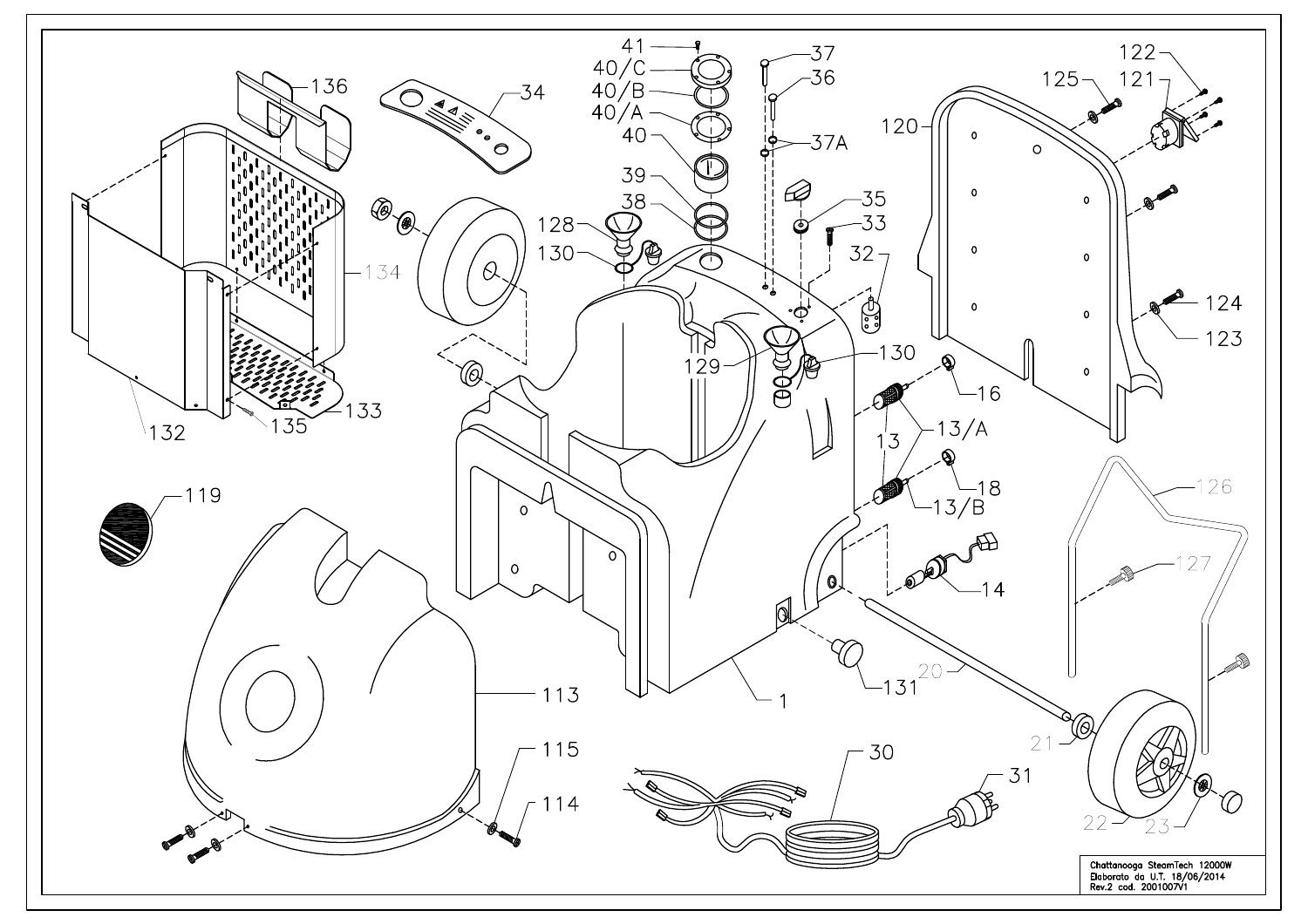Chattanooga SteamTech 12000W
Elaborato da U.T. 18/06/2014
Rev.2 cod. 2001007V1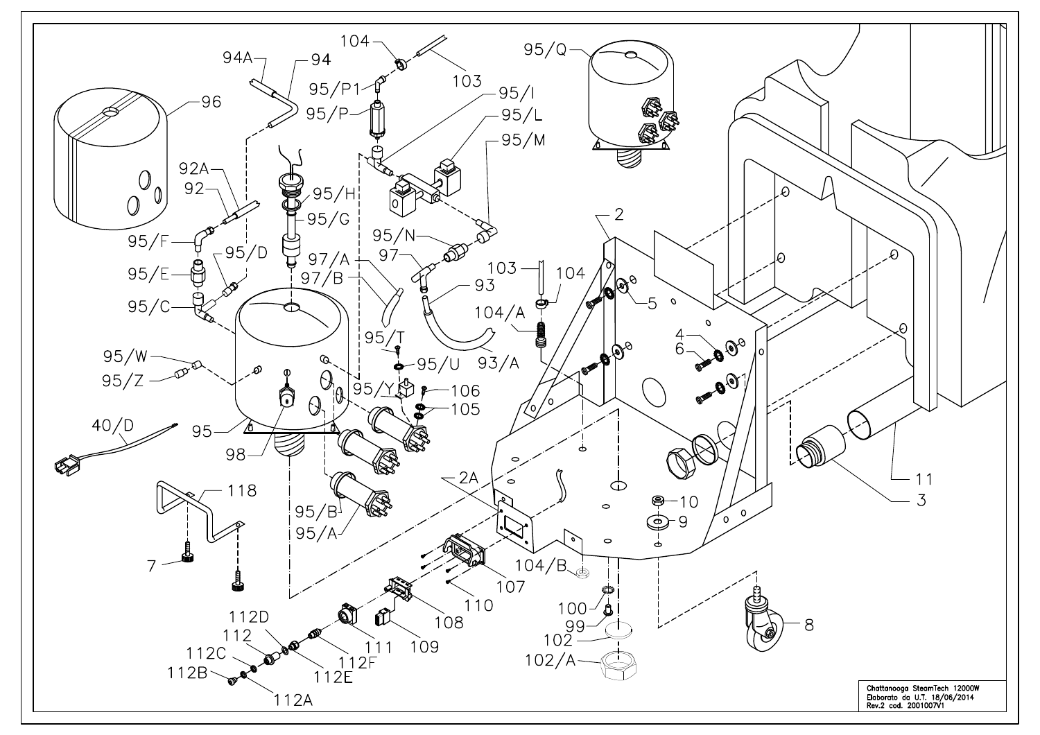Chattanooga SteamTech 12000W
Elaborato da U.T. 18/06/2014
Rev.2 cod. 2001007V1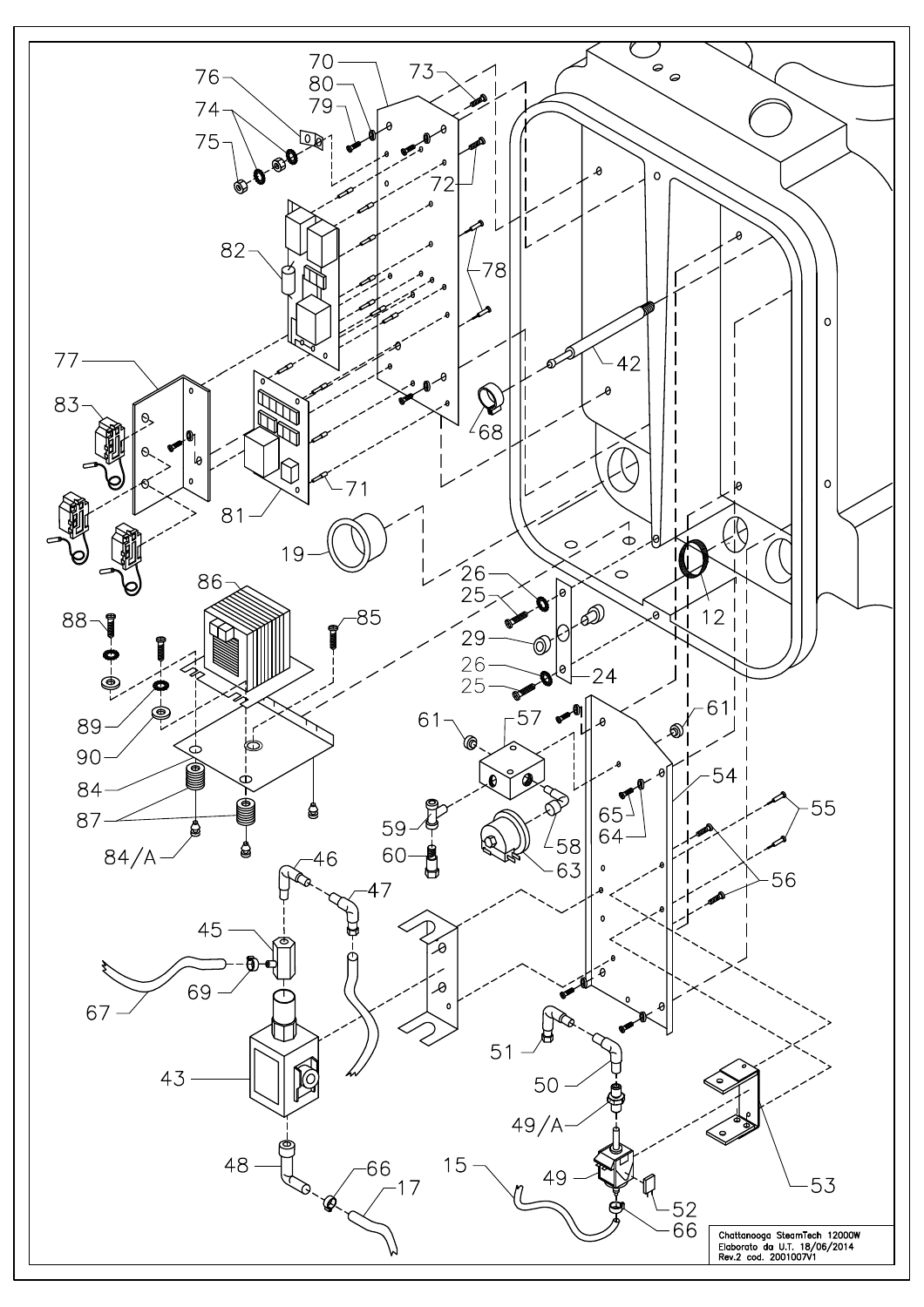Chattanooga SteamTech 12000W
Elaborato da U.T. 18/06/2014
Rev.2 cod. 2001007V1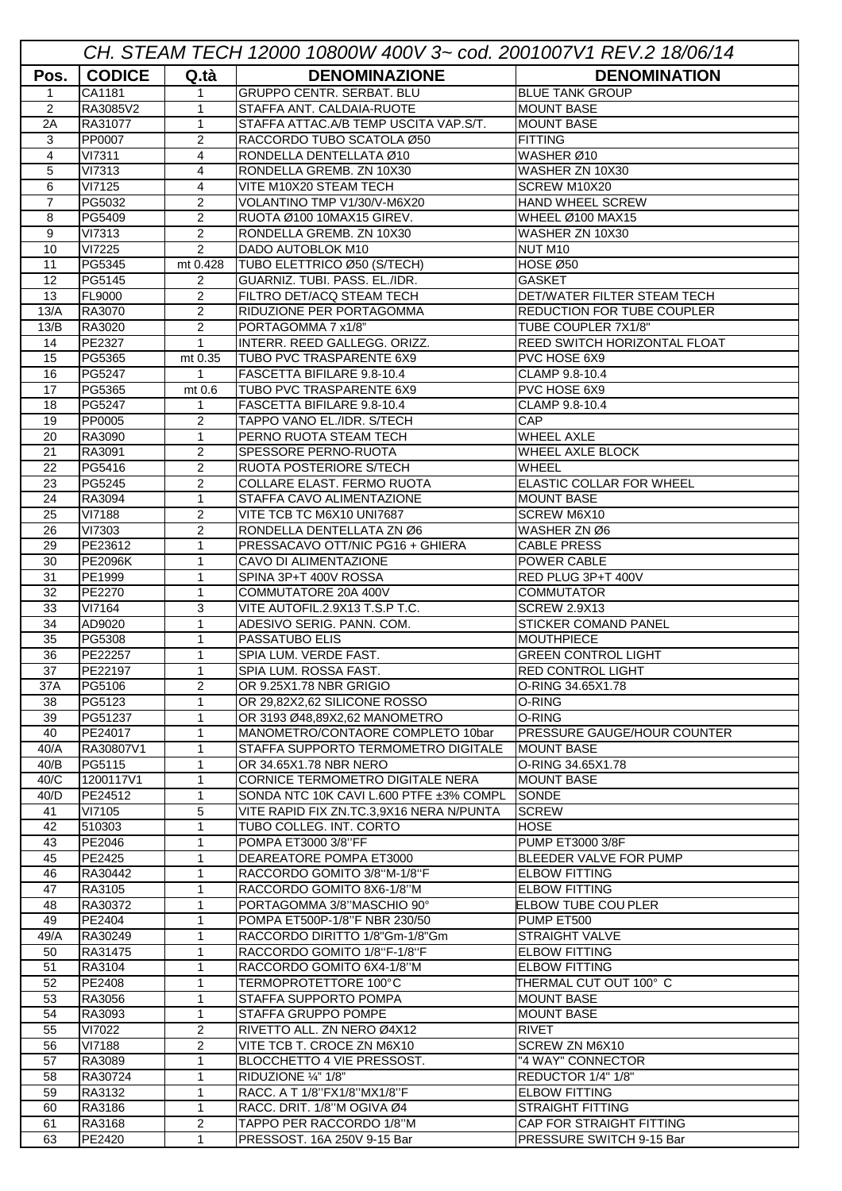| CH. STEAM TECH 12000 10800W 400V 3~ cod. 2001007V1 REV.2 18/06/14 | | | | |
|---|---|---|---|---|
| **Pos.** | **CODICE** | **Q.tà** | **DENOMINAZIONE** | **DENOMINATION** |
| 1 | CA1181 | 1 | GRUPPO CENTR. SERBAT. BLU | BLUE TANK GROUP |
| 2 | RA3085V2 | 1 | STAFFA ANT. CALDAIA-RUOTE | MOUNT BASE |
| 2A | RA31077 | 1 | STAFFA ATTAC.A/B TEMP USCITA VAP.S/T. | MOUNT BASE |
| 3 | PP0007 | 2 | RACCORDO TUBO SCATOLA Ø50 | FITTING |
| 4 | VI7311 | 4 | RONDELLA DENTELLATA Ø10 | WASHER Ø10 |
| 5 | VI7313 | 4 | RONDELLA GREMB. ZN 10X30 | WASHER ZN 10X30 |
| 6 | VI7125 | 4 | VITE M10X20 STEAM TECH | SCREW M10X20 |
| 7 | PG5032 | 2 | VOLANTINO TMP V1/30/V-M6X20 | HAND WHEEL SCREW |
| 8 | PG5409 | 2 | RUOTA Ø100 10MAX15 GIREV. | WHEEL Ø100 MAX15 |
| 9 | VI7313 | 2 | RONDELLA GREMB. ZN 10X30 | WASHER ZN 10X30 |
| 10 | VI7225 | 2 | DADO AUTOBLOK M10 | NUT M10 |
| 11 | PG5345 | mt 0.428 | TUBO ELETTRICO Ø50 (S/TECH) | HOSE Ø50 |
| 12 | PG5145 | 2 | GUARNIZ. TUBI. PASS. EL./IDR. | GASKET |
| 13 | FL9000 | 2 | FILTRO DET/ACQ STEAM TECH | DET/WATER FILTER STEAM TECH |
| 13/A | RA3070 | 2 | RIDUZIONE PER PORTAGOMMA | REDUCTION FOR TUBE COUPLER |
| 13/B | RA3020 | 2 | PORTAGOMMA 7 x1/8" | TUBE COUPLER 7X1/8" |
| 14 | PE2327 | 1 | INTERR. REED GALLEGG. ORIZZ. | REED SWITCH HORIZONTAL FLOAT |
| 15 | PG5365 | mt 0.35 | TUBO PVC TRASPARENTE 6X9 | PVC HOSE 6X9 |
| 16 | PG5247 | 1 | FASCETTA BIFILARE 9.8-10.4 | CLAMP 9.8-10.4 |
| 17 | PG5365 | mt 0.6 | TUBO PVC TRASPARENTE 6X9 | PVC HOSE 6X9 |
| 18 | PG5247 | 1 | FASCETTA BIFILARE 9.8-10.4 | CLAMP 9.8-10.4 |
| 19 | PP0005 | 2 | TAPPO VANO EL./IDR. S/TECH | CAP |
| 20 | RA3090 | 1 | PERNO RUOTA STEAM TECH | WHEEL AXLE |
| 21 | RA3091 | 2 | SPESSORE PERNO-RUOTA | WHEEL AXLE BLOCK |
| 22 | PG5416 | 2 | RUOTA POSTERIORE S/TECH | WHEEL |
| 23 | PG5245 | 2 | COLLARE ELAST. FERMO RUOTA | ELASTIC COLLAR FOR WHEEL |
| 24 | RA3094 | 1 | STAFFA CAVO ALIMENTAZIONE | MOUNT BASE |
| 25 | VI7188 | 2 | VITE TCB TC M6X10 UNI7687 | SCREW M6X10 |
| 26 | VI7303 | 2 | RONDELLA DENTELLATA ZN Ø6 | WASHER ZN Ø6 |
| 29 | PE23612 | 1 | PRESSACAVO OTT/NIC PG16 + GHIERA | CABLE PRESS |
| 30 | PE2096K | 1 | CAVO DI ALIMENTAZIONE | POWER CABLE |
| 31 | PE1999 | 1 | SPINA 3P+T 400V ROSSA | RED PLUG 3P+T 400V |
| 32 | PE2270 | 1 | COMMUTATORE 20A 400V | COMMUTATOR |
| 33 | VI7164 | 3 | VITE AUTOFIL.2.9X13 T.S.P T.C. | SCREW 2.9X13 |
| 34 | AD9020 | 1 | ADESIVO SERIG. PANN. COM. | STICKER COMAND PANEL |
| 35 | PG5308 | 1 | PASSATUBO ELIS | MOUTHPIECE |
| 36 | PE22257 | 1 | SPIA LUM. VERDE FAST. | GREEN CONTROL LIGHT |
| 37 | PE22197 | 1 | SPIA LUM. ROSSA FAST. | RED CONTROL LIGHT |
| 37A | PG5106 | 2 | OR 9.25X1.78 NBR GRIGIO | O-RING 34.65X1.78 |
| 38 | PG5123 | 1 | OR 29,82X2,62 SILICONE ROSSO | O-RING |
| 39 | PG51237 | 1 | OR 3193 Ø48,89X2,62 MANOMETRO | O-RING |
| 40 | PE24017 | 1 | MANOMETRO/CONTAORE COMPLETO 10bar | PRESSURE GAUGE/HOUR COUNTER |
| 40/A | RA30807V1 | 1 | STAFFA SUPPORTO TERMOMETRO DIGITALE | MOUNT BASE |
| 40/B | PG5115 | 1 | OR 34.65X1.78 NBR NERO | O-RING 34.65X1.78 |
| 40/C | 1200117V1 | 1 | CORNICE TERMOMETRO DIGITALE NERA | MOUNT BASE |
| 40/D | PE24512 | 1 | SONDA NTC 10K CAVI L.600 PTFE ±3% COMPL | SONDE |
| 41 | VI7105 | 5 | VITE RAPID FIX ZN.TC.3,9X16 NERA N/PUNTA | SCREW |
| 42 | 510303 | 1 | TUBO COLLEG. INT. CORTO | HOSE |
| 43 | PE2046 | 1 | POMPA ET3000 3/8"FF | PUMP ET3000 3/8F |
| 45 | PE2425 | 1 | DEAREATORE POMPA ET3000 | BLEEDER VALVE FOR PUMP |
| 46 | RA30442 | 1 | RACCORDO GOMITO 3/8"M-1/8"F | ELBOW FITTING |
| 47 | RA3105 | 1 | RACCORDO GOMITO 8X6-1/8"M | ELBOW FITTING |
| 48 | RA30372 | 1 | PORTAGOMMA 3/8"MASCHIO 90° | ELBOW TUBE COUPLER |
| 49 | PE2404 | 1 | POMPA ET500P-1/8"F NBR 230/50 | PUMP ET500 |
| 49/A | RA30249 | 1 | RACCORDO DIRITTO 1/8"Gm-1/8"Gm | STRAIGHT VALVE |
| 50 | RA31475 | 1 | RACCORDO GOMITO 1/8"F-1/8"F | ELBOW FITTING |
| 51 | RA3104 | 1 | RACCORDO GOMITO 6X4-1/8"M | ELBOW FITTING |
| 52 | PE2408 | 1 | TERMOPROTETTORE 100°C | THERMAL CUT OUT 100° C |
| 53 | RA3056 | 1 | STAFFA SUPPORTO POMPA | MOUNT BASE |
| 54 | RA3093 | 1 | STAFFA GRUPPO POMPE | MOUNT BASE |
| 55 | VI7022 | 2 | RIVETTO ALL. ZN NERO Ø4X12 | RIVET |
| 56 | VI7188 | 2 | VITE TCB T. CROCE ZN M6X10 | SCREW ZN M6X10 |
| 57 | RA3089 | 1 | BLOCCHETTO 4 VIE PRESSOST. | "4 WAY" CONNECTOR |
| 58 | RA30724 | 1 | RIDUZIONE ¼" 1/8" | REDUCTOR 1/4" 1/8" |
| 59 | RA3132 | 1 | RACC. A T 1/8"FX1/8"MX1/8"F | ELBOW FITTING |
| 60 | RA3186 | 1 | RACC. DRIT. 1/8"M OGIVA Ø4 | STRAIGHT FITTING |
| 61 | RA3168 | 2 | TAPPO PER RACCORDO 1/8"M | CAP FOR STRAIGHT FITTING |
| 63 | PE2420 | 1 | PRESSOST. 16A 250V 9-15 Bar | PRESSURE SWITCH 9-15 Bar |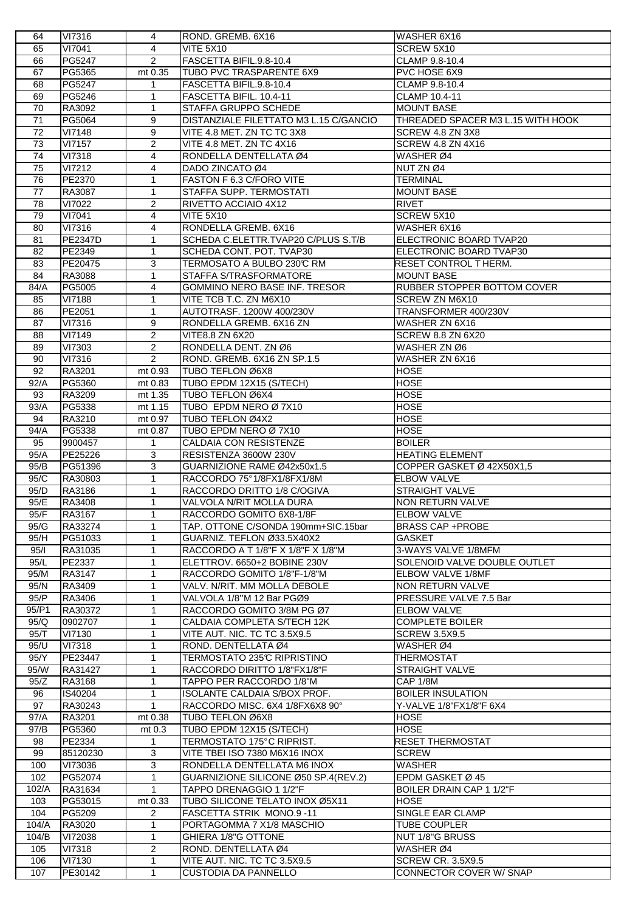| 64 | VI7316 | 4 | ROND. GREMB. 6X16 | WASHER 6X16 |
|---|---|---|---|---|
| 65 | VI7041 | 4 | VITE 5X10 | SCREW 5X10 |
| 66 | PG5247 | 2 | FASCETTA BIFIL.9.8-10.4 | CLAMP 9.8-10.4 |
| 67 | PG5365 | mt 0.35 | TUBO PVC TRASPARENTE 6X9 | PVC HOSE 6X9 |
| 68 | PG5247 | 1 | FASCETTA BIFIL.9.8-10.4 | CLAMP 9.8-10.4 |
| 69 | PG5246 | 1 | FASCETTA BIFIL. 10.4-11 | CLAMP 10.4-11 |
| 70 | RA3092 | 1 | STAFFA GRUPPO SCHEDE | MOUNT BASE |
| 71 | PG5064 | 9 | DISTANZIALE FILETTATO M3 L.15 C/GANCIO | THREADED SPACER M3 L.15 WITH HOOK |
| 72 | VI7148 | 9 | VITE 4.8 MET. ZN TC TC 3X8 | SCREW 4.8 ZN 3X8 |
| 73 | VI7157 | 2 | VITE 4.8 MET. ZN TC 4X16 | SCREW 4.8 ZN 4X16 |
| 74 | VI7318 | 4 | RONDELLA DENTELLATA Ø4 | WASHER Ø4 |
| 75 | VI7212 | 4 | DADO ZINCATO Ø4 | NUT ZN Ø4 |
| 76 | PE2370 | 1 | FASTON F 6.3 C/FORO VITE | TERMINAL |
| 77 | RA3087 | 1 | STAFFA SUPP. TERMOSTATI | MOUNT BASE |
| 78 | VI7022 | 2 | RIVETTO ACCIAIO 4X12 | RIVET |
| 79 | VI7041 | 4 | VITE 5X10 | SCREW 5X10 |
| 80 | VI7316 | 4 | RONDELLA GREMB. 6X16 | WASHER 6X16 |
| 81 | PE2347D | 1 | SCHEDA C.ELETTR.TVAP20 C/PLUS S.T/B | ELECTRONIC BOARD TVAP20 |
| 82 | PE2349 | 1 | SCHEDA CONT. POT. TVAP30 | ELECTRONIC BOARD TVAP30 |
| 83 | PE20475 | 3 | TERMOSATO A BULBO 230℃ RM | RESET CONTROL T HERM. |
| 84 | RA3088 | 1 | STAFFA S/TRASFORMATORE | MOUNT BASE |
| 84/A | PG5005 | 4 | GOMMINO NERO BASE INF. TRESOR | RUBBER STOPPER BOTTOM COVER |
| 85 | VI7188 | 1 | VITE TCB T.C. ZN M6X10 | SCREW ZN M6X10 |
| 86 | PE2051 | 1 | AUTOTRASF. 1200W 400/230V | TRANSFORMER 400/230V |
| 87 | VI7316 | 9 | RONDELLA GREMB. 6X16 ZN | WASHER ZN 6X16 |
| 88 | VI7149 | 2 | VITE8.8 ZN 6X20 | SCREW 8.8 ZN 6X20 |
| 89 | VI7303 | 2 | RONDELLA DENT. ZN Ø6 | WASHER ZN Ø6 |
| 90 | VI7316 | 2 | ROND. GREMB. 6X16 ZN SP.1.5 | WASHER ZN 6X16 |
| 92 | RA3201 | mt 0.93 | TUBO TEFLON Ø6X8 | HOSE |
| 92/A | PG5360 | mt 0.83 | TUBO EPDM 12X15 (S/TECH) | HOSE |
| 93 | RA3209 | mt 1.35 | TUBO TEFLON Ø6X4 | HOSE |
| 93/A | PG5338 | mt 1.15 | TUBO EPDM NERO Ø 7X10 | HOSE |
| 94 | RA3210 | mt 0.97 | TUBO TEFLON Ø4X2 | HOSE |
| 94/A | PG5338 | mt 0.87 | TUBO EPDM NERO Ø 7X10 | HOSE |
| 95 | 9900457 | 1 | CALDAIA CON RESISTENZE | BOILER |
| 95/A | PE25226 | 3 | RESISTENZA 3600W 230V | HEATING ELEMENT |
| 95/B | PG51396 | 3 | GUARNIZIONE RAME Ø42x50x1.5 | COPPER GASKET Ø 42X50X1,5 |
| 95/C | RA30803 | 1 | RACCORDO 75° 1/8FX1/8FX1/8M | ELBOW VALVE |
| 95/D | RA3186 | 1 | RACCORDO DRITTO 1/8 C/OGIVA | STRAIGHT VALVE |
| 95/E | RA3408 | 1 | VALVOLA N/RIT MOLLA DURA | NON RETURN VALVE |
| 95/F | RA3167 | 1 | RACCORDO GOMITO 6X8-1/8F | ELBOW VALVE |
| 95/G | RA33274 | 1 | TAP. OTTONE C/SONDA 190mm+SIC.15bar | BRASS CAP +PROBE |
| 95/H | PG51033 | 1 | GUARNIZ. TEFLON Ø33.5X40X2 | GASKET |
| 95/I | RA31035 | 1 | RACCORDO A T 1/8"F X 1/8"F X 1/8"M | 3-WAYS VALVE 1/8MFM |
| 95/L | PE2337 | 1 | ELETTROV. 6650+2 BOBINE 230V | SOLENOID VALVE DOUBLE OUTLET |
| 95/M | RA3147 | 1 | RACCORDO GOMITO 1/8"F-1/8"M | ELBOW VALVE 1/8MF |
| 95/N | RA3409 | 1 | VALV. N/RIT. MM MOLLA DEBOLE | NON RETURN VALVE |
| 95/P | RA3406 | 1 | VALVOLA 1/8''M 12 Bar PGØ9 | PRESSURE VALVE 7.5 Bar |
| 95/P1 | RA30372 | 1 | RACCORDO GOMITO 3/8M PG Ø7 | ELBOW VALVE |
| 95/Q | 0902707 | 1 | CALDAIA COMPLETA S/TECH 12K | COMPLETE BOILER |
| 95/T | VI7130 | 1 | VITE AUT. NIC. TC TC 3.5X9.5 | SCREW 3.5X9.5 |
| 95/U | VI7318 | 1 | ROND. DENTELLATA Ø4 | WASHER Ø4 |
| 95/Y | PE23447 | 1 | TERMOSTATO 235℃ RIPRISTINO | THERMOSTAT |
| 95/W | RA31427 | 1 | RACCORDO DIRITTO 1/8"FX1/8"F | STRAIGHT VALVE |
| 95/Z | RA3168 | 1 | TAPPO PER RACCORDO 1/8"M | CAP 1/8M |
| 96 | IS40204 | 1 | ISOLANTE CALDAIA S/BOX PROF. | BOILER INSULATION |
| 97 | RA30243 | 1 | RACCORDO MISC. 6X4 1/8FX6X8 90° | Y-VALVE 1/8"FX1/8"F 6X4 |
| 97/A | RA3201 | mt 0.38 | TUBO TEFLON Ø6X8 | HOSE |
| 97/B | PG5360 | mt 0.3 | TUBO EPDM 12X15 (S/TECH) | HOSE |
| 98 | PE2334 | 1 | TERMOSTATO 175°C RIPRIST. | RESET THERMOSTAT |
| 99 | 85120230 | 3 | VITE TBEI ISO 7380 M6X16 INOX | SCREW |
| 100 | VI73036 | 3 | RONDELLA DENTELLATA M6 INOX | WASHER |
| 102 | PG52074 | 1 | GUARNIZIONE SILICONE Ø50 SP.4(REV.2) | EPDM GASKET Ø 45 |
| 102/A | RA31634 | 1 | TAPPO DRENAGGIO 1 1/2"F | BOILER DRAIN CAP 1 1/2"F |
| 103 | PG53015 | mt 0.33 | TUBO SILICONE TELATO INOX Ø5X11 | HOSE |
| 104 | PG5209 | 2 | FASCETTA STRIK MONO.9 -11 | SINGLE EAR CLAMP |
| 104/A | RA3020 | 1 | PORTAGOMMA 7 X1/8 MASCHIO | TUBE COUPLER |
| 104/B | VI72038 | 1 | GHIERA 1/8"G OTTONE | NUT 1/8"G BRUSS |
| 105 | VI7318 | 2 | ROND. DENTELLATA Ø4 | WASHER Ø4 |
| 106 | VI7130 | 1 | VITE AUT. NIC. TC TC 3.5X9.5 | SCREW CR. 3.5X9.5 |
| 107 | PE30142 | 1 | CUSTODIA DA PANNELLO | CONNECTOR COVER W/ SNAP |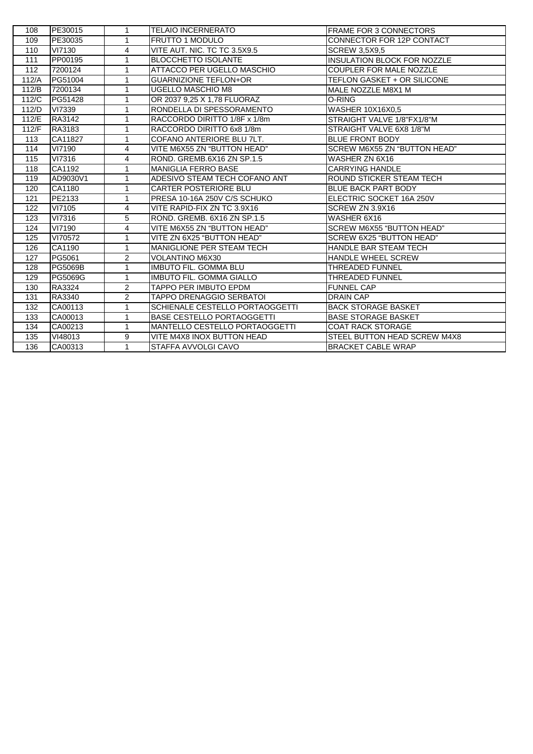| | | | | |
|---|---|---|---|---|
| 108 | PE30015 | 1 | TELAIO INCERNERATO | FRAME FOR 3 CONNECTORS |
| 109 | PE30035 | 1 | FRUTTO 1 MODULO | CONNECTOR FOR 12P CONTACT |
| 110 | VI7130 | 4 | VITE AUT. NIC. TC TC 3.5X9.5 | SCREW 3,5X9,5 |
| 111 | PP00195 | 1 | BLOCCHETTO ISOLANTE | INSULATION BLOCK FOR NOZZLE |
| 112 | 7200124 | 1 | ATTACCO PER UGELLO MASCHIO | COUPLER FOR MALE NOZZLE |
| 112/A | PG51004 | 1 | GUARNIZIONE TEFLON+OR | TEFLON GASKET + OR SILICONE |
| 112/B | 7200134 | 1 | UGELLO MASCHIO M8 | MALE NOZZLE M8X1 M |
| 112/C | PG51428 | 1 | OR 2037 9,25 X 1,78 FLUORAZ | O-RING |
| 112/D | VI7339 | 1 | RONDELLA DI SPESSORAMENTO | WASHER 10X16X0,5 |
| 112/E | RA3142 | 1 | RACCORDO DIRITTO 1/8F x 1/8m | STRAIGHT VALVE 1/8"FX1/8"M |
| 112/F | RA3183 | 1 | RACCORDO DIRITTO 6x8 1/8m | STRAIGHT VALVE 6X8 1/8"M |
| 113 | CA11827 | 1 | COFANO ANTERIORE BLU 7LT. | BLUE FRONT BODY |
| 114 | VI7190 | 4 | VITE M6X55 ZN "BUTTON HEAD" | SCREW M6X55 ZN "BUTTON HEAD" |
| 115 | VI7316 | 4 | ROND. GREMB.6X16 ZN SP.1.5 | WASHER ZN 6X16 |
| 118 | CA1192 | 1 | MANIGLIA FERRO BASE | CARRYING HANDLE |
| 119 | AD9030V1 | 1 | ADESIVO STEAM TECH COFANO ANT | ROUND STICKER STEAM TECH |
| 120 | CA1180 | 1 | CARTER POSTERIORE BLU | BLUE BACK PART BODY |
| 121 | PE2133 | 1 | PRESA 10-16A 250V C/S SCHUKO | ELECTRIC SOCKET 16A 250V |
| 122 | VI7105 | 4 | VITE RAPID-FIX ZN TC 3.9X16 | SCREW ZN 3.9X16 |
| 123 | VI7316 | 5 | ROND. GREMB. 6X16 ZN SP.1.5 | WASHER 6X16 |
| 124 | VI7190 | 4 | VITE M6X55 ZN "BUTTON HEAD" | SCREW M6X55 "BUTTON HEAD" |
| 125 | VI70572 | 1 | VITE ZN 6X25 "BUTTON HEAD" | SCREW 6X25 "BUTTON HEAD" |
| 126 | CA1190 | 1 | MANIGLIONE PER STEAM TECH | HANDLE BAR STEAM TECH |
| 127 | PG5061 | 2 | VOLANTINO M6X30 | HANDLE WHEEL SCREW |
| 128 | PG5069B | 1 | IMBUTO FIL. GOMMA BLU | THREADED FUNNEL |
| 129 | PG5069G | 1 | IMBUTO FIL. GOMMA GIALLO | THREADED FUNNEL |
| 130 | RA3324 | 2 | TAPPO PER IMBUTO EPDM | FUNNEL CAP |
| 131 | RA3340 | 2 | TAPPO DRENAGGIO SERBATOI | DRAIN CAP |
| 132 | CA00113 | 1 | SCHIENALE CESTELLO PORTAOGGETTI | BACK STORAGE BASKET |
| 133 | CA00013 | 1 | BASE CESTELLO PORTAOGGETTI | BASE STORAGE BASKET |
| 134 | CA00213 | 1 | MANTELLO CESTELLO PORTAOGGETTI | COAT RACK STORAGE |
| 135 | VI48013 | 9 | VITE M4X8 INOX BUTTON HEAD | STEEL BUTTON HEAD SCREW M4X8 |
| 136 | CA00313 | 1 | STAFFA AVVOLGI CAVO | BRACKET CABLE WRAP |